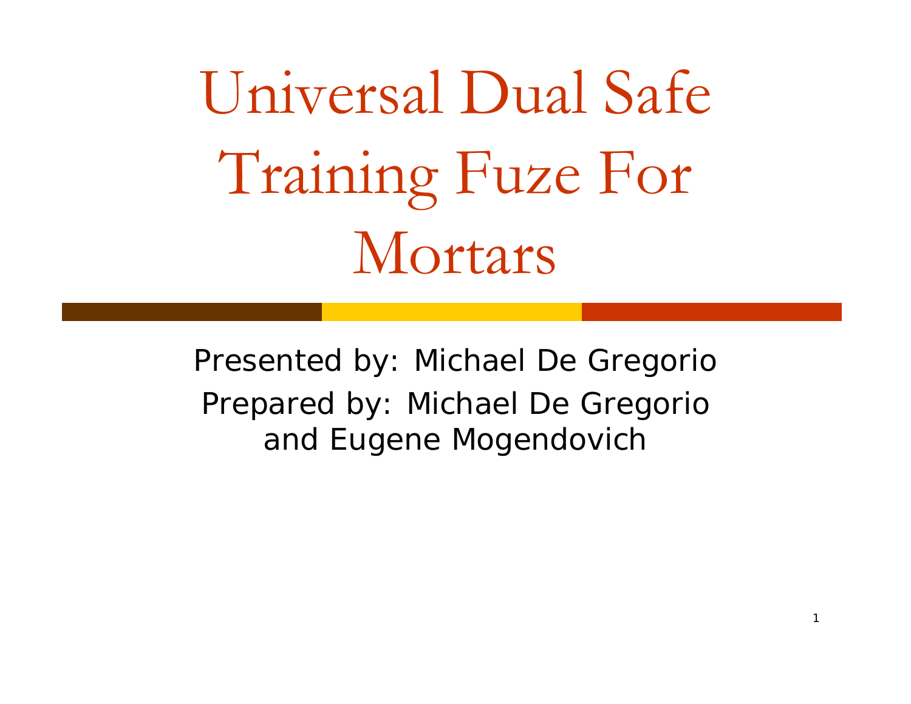# Universal Dual Safe Training Fuze For Mortars

Presented by: Michael De Gregorio

Prepared by: Michael De Gregorio and Eugene Mogendovich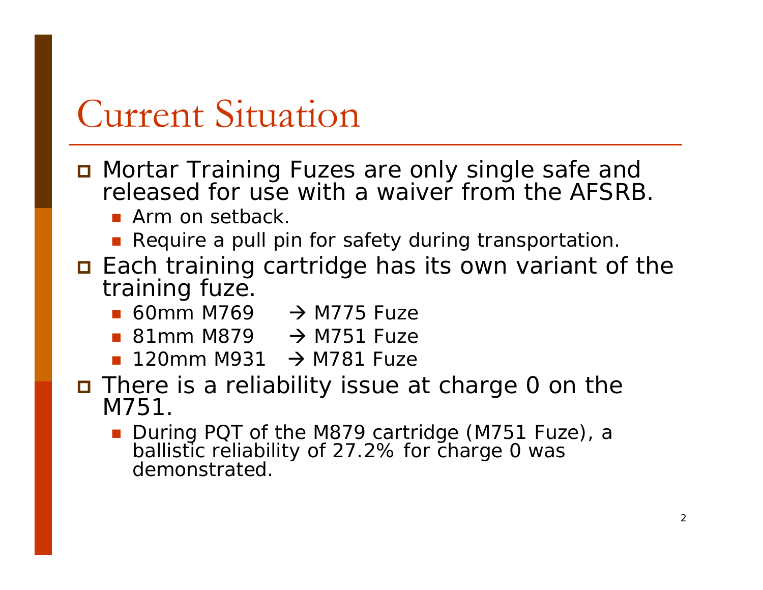# Current Situation

- Mortar Training Fuzes are only single safe and released for use with a waiver from the AFSRB.
  - Arm on setback.
  - Require a pull pin for safety during transportation.
- Each training cartridge has its own variant of the training fuze.
  - 60mm M769 → M775 Fuze
  - 81mm M879 → M751 Fuze
  - 120mm M931 → M781 Fuze
- There is a reliability issue at charge 0 on the M751.
  - During PQT of the M879 cartridge (M751 Fuze), a ballistic reliability of 27.2% for charge 0 was demonstrated.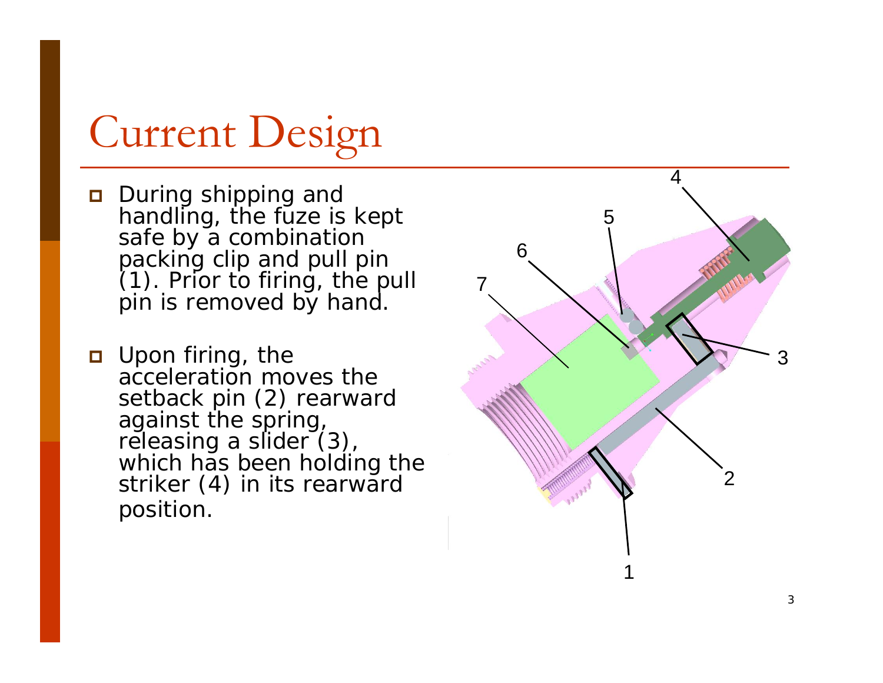# Current Design

- During shipping and handling, the fuze is kept safe by a combination packing clip and pull pin (1). Prior to firing, the pull pin is removed by hand.
- Upon firing, the acceleration moves the setback pin (2) rearward against the spring, releasing a slider (3), which has been holding the striker (4) in its rearward position.

4
5
6
7
3
2
1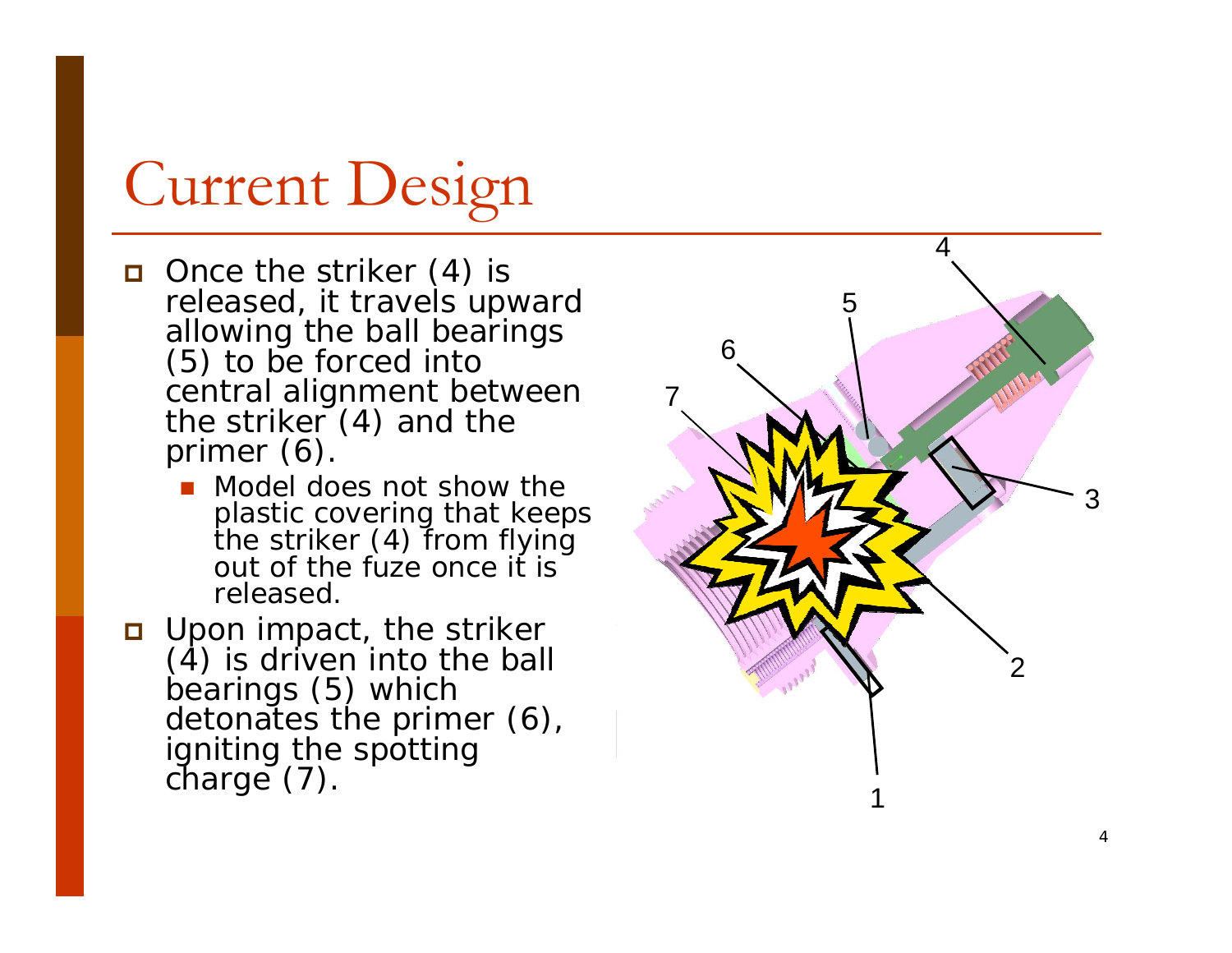# Current Design

- Once the striker (4) is released, it travels upward allowing the ball bearings (5) to be forced into central alignment between the striker (4) and the primer (6).
  - Model does not show the plastic covering that keeps the striker (4) from flying out of the fuze once it is released.
- Upon impact, the striker (4) is driven into the ball bearings (5) which detonates the primer (6), igniting the spotting charge (7).

4
5
6
7
3
2
1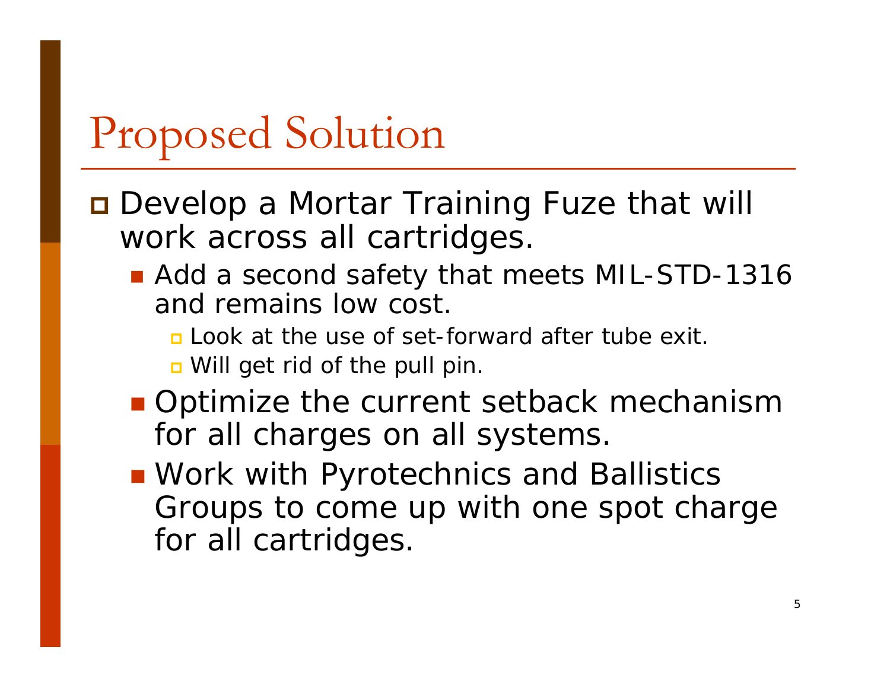# Proposed Solution

- Develop a Mortar Training Fuze that will work across all cartridges.
  - Add a second safety that meets MIL-STD-1316 and remains low cost.
    - Look at the use of set-forward after tube exit.
    - Will get rid of the pull pin.
  - Optimize the current setback mechanism for all charges on all systems.
  - Work with Pyrotechnics and Ballistics Groups to come up with one spot charge for all cartridges.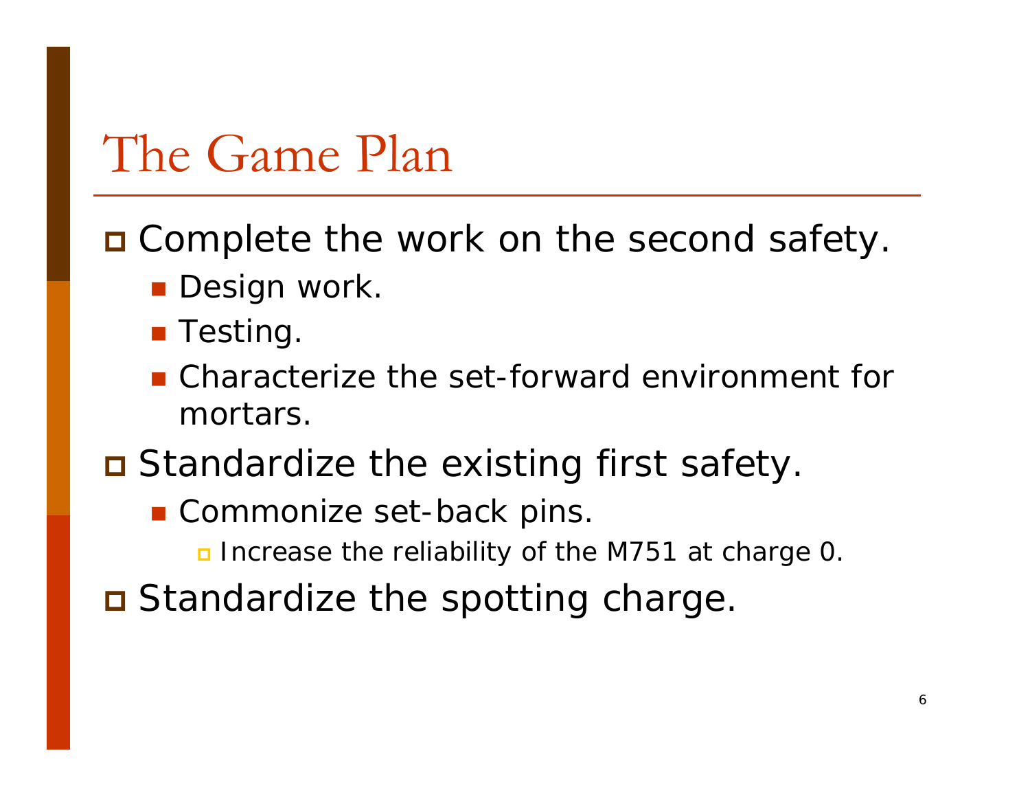# The Game Plan

- Complete the work on the second safety.
  - Design work.
  - Testing.
  - Characterize the set-forward environment for mortars.
- Standardize the existing first safety.
  - Commonize set-back pins.
    - Increase the reliability of the M751 at charge 0.
- Standardize the spotting charge.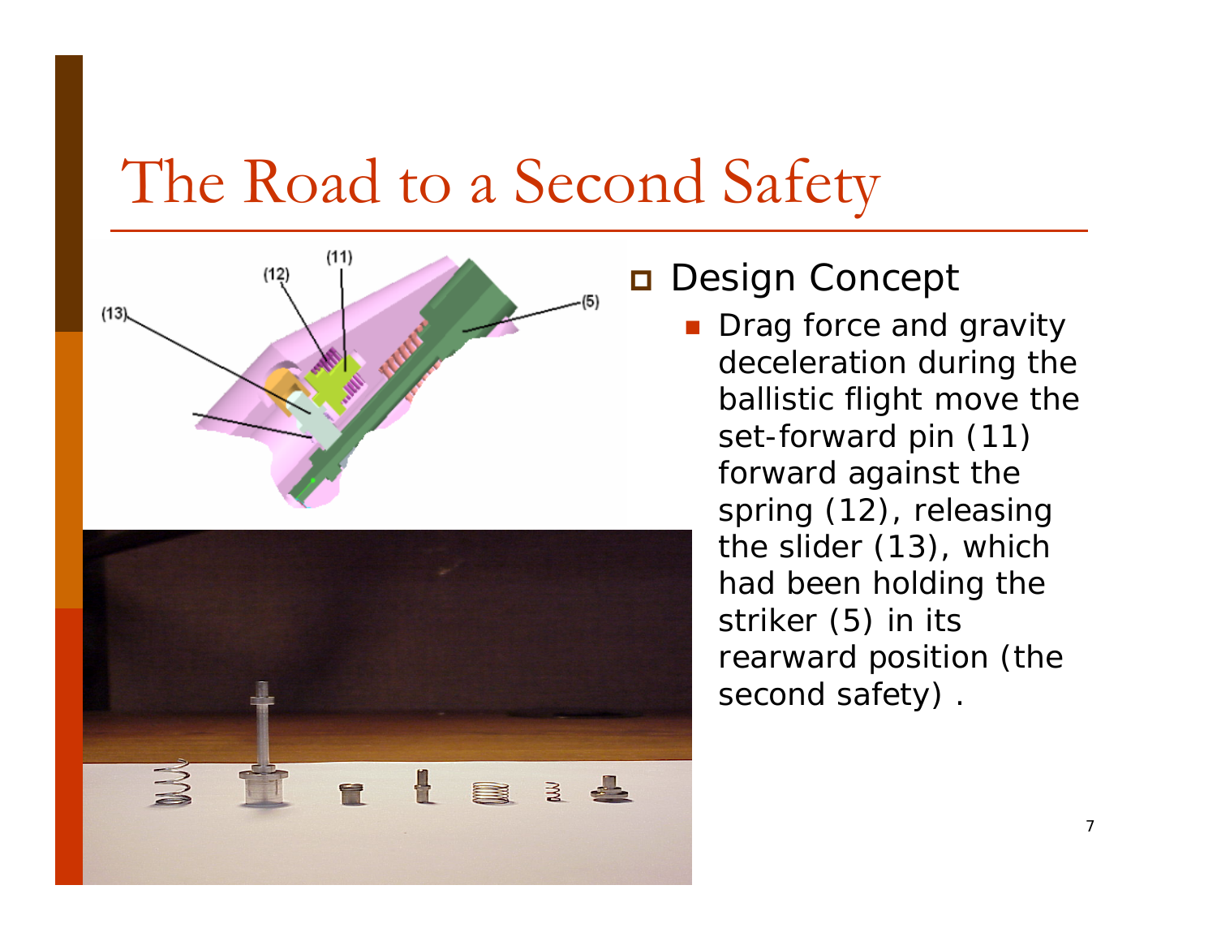# The Road to a Second Safety

(12)

(11)

(13)

(5)

- Design Concept
  - Drag force and gravity deceleration during the ballistic flight move the set-forward pin (11) forward against the spring (12), releasing the slider (13), which had been holding the striker (5) in its rearward position (the second safety) .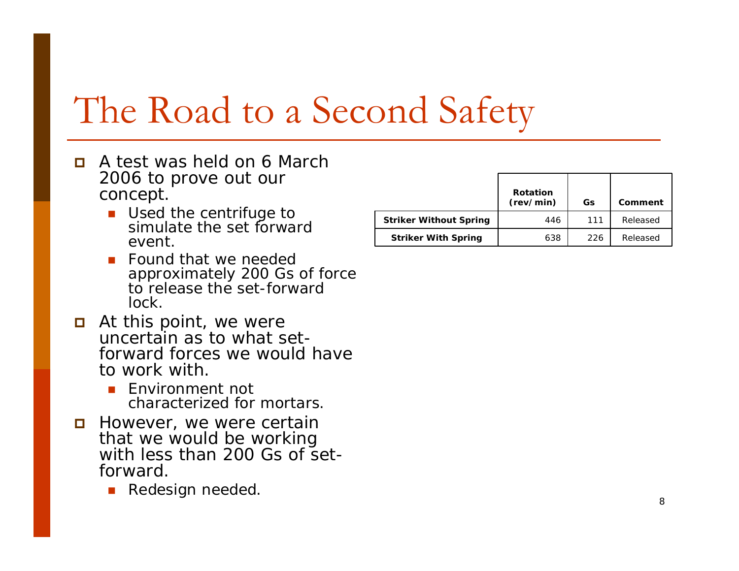# The Road to a Second Safety

- A test was held on 6 March 2006 to prove out our concept.
  - Used the centrifuge to simulate the set forward event.
  - Found that we needed approximately 200 Gs of force to release the set-forward lock.
- At this point, we were uncertain as to what set-forward forces we would have to work with.
  - Environment not characterized for mortars.
- However, we were certain that we would be working with less than 200 Gs of set-forward.
  - Redesign needed.

| | Rotation (rev/min) | Gs | Comment |
|---|---|---|---|
| **Striker Without Spring** | 446 | 111 | Released |
| **Striker With Spring** | 638 | 226 | Released |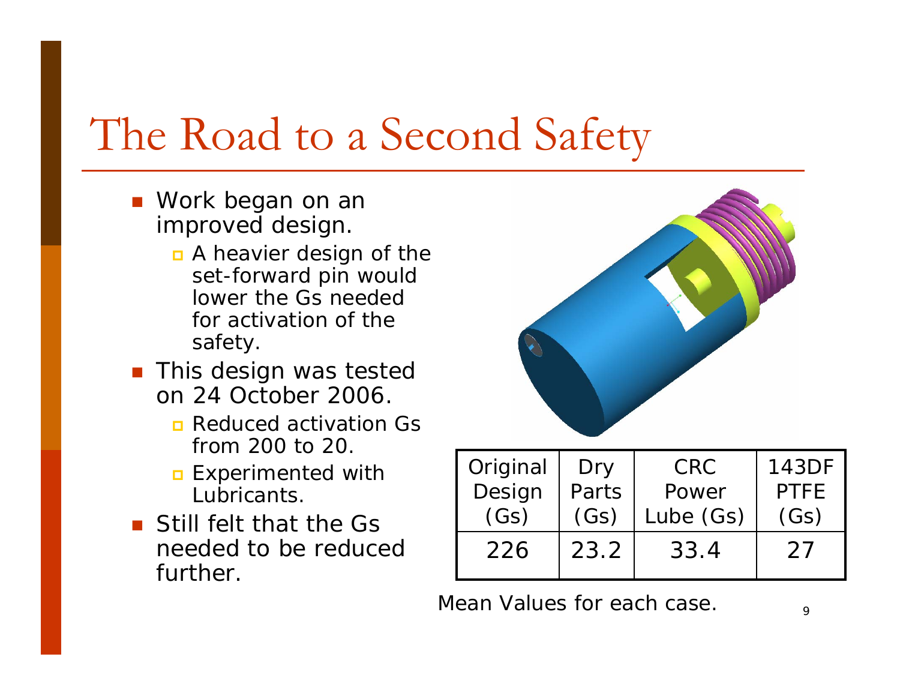# The Road to a Second Safety

- Work began on an improved design.
  - A heavier design of the set-forward pin would lower the Gs needed for activation of the safety.
- This design was tested on 24 October 2006.
  - Reduced activation Gs from 200 to 20.
  - Experimented with Lubricants.
- Still felt that the Gs needed to be reduced further.

| Original Design (Gs) | Dry Parts (Gs) | CRC Power Lube (Gs) | 143DF PTFE (Gs) |
|---|---|---|---|
| 226 | 23.2 | 33.4 | 27 |

Mean Values for each case.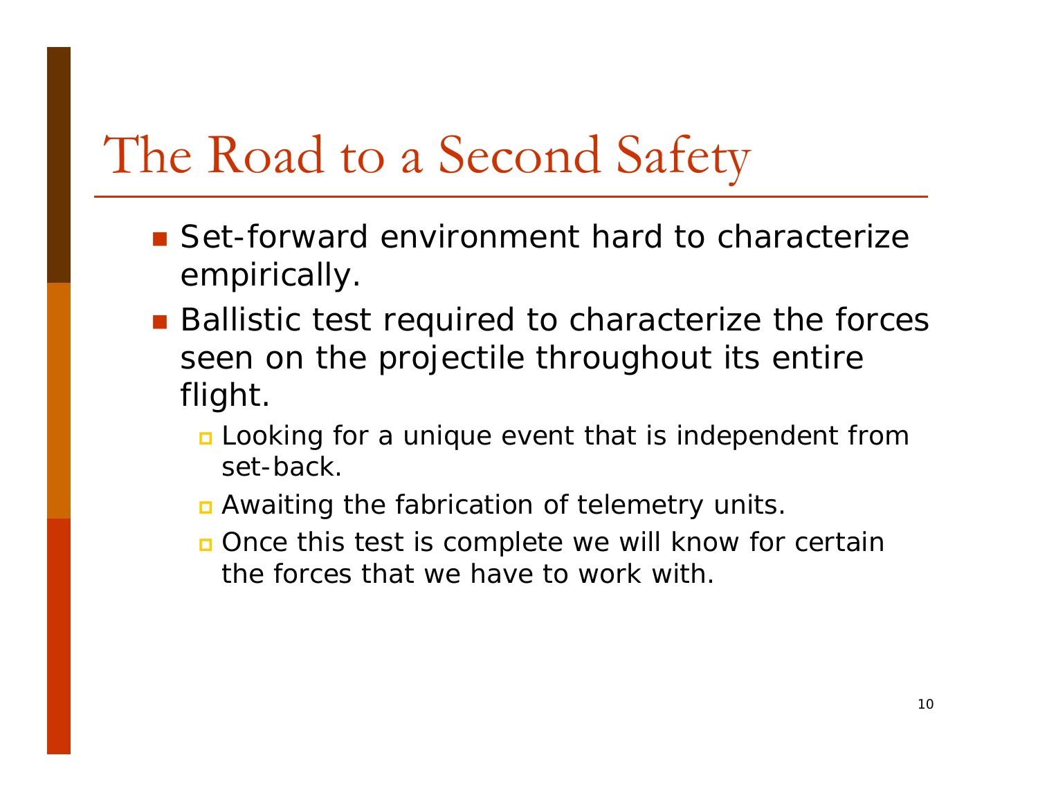# The Road to a Second Safety

- Set-forward environment hard to characterize empirically.
- Ballistic test required to characterize the forces seen on the projectile throughout its entire flight.
  - Looking for a unique event that is independent from set-back.
  - Awaiting the fabrication of telemetry units.
  - Once this test is complete we will know for certain the forces that we have to work with.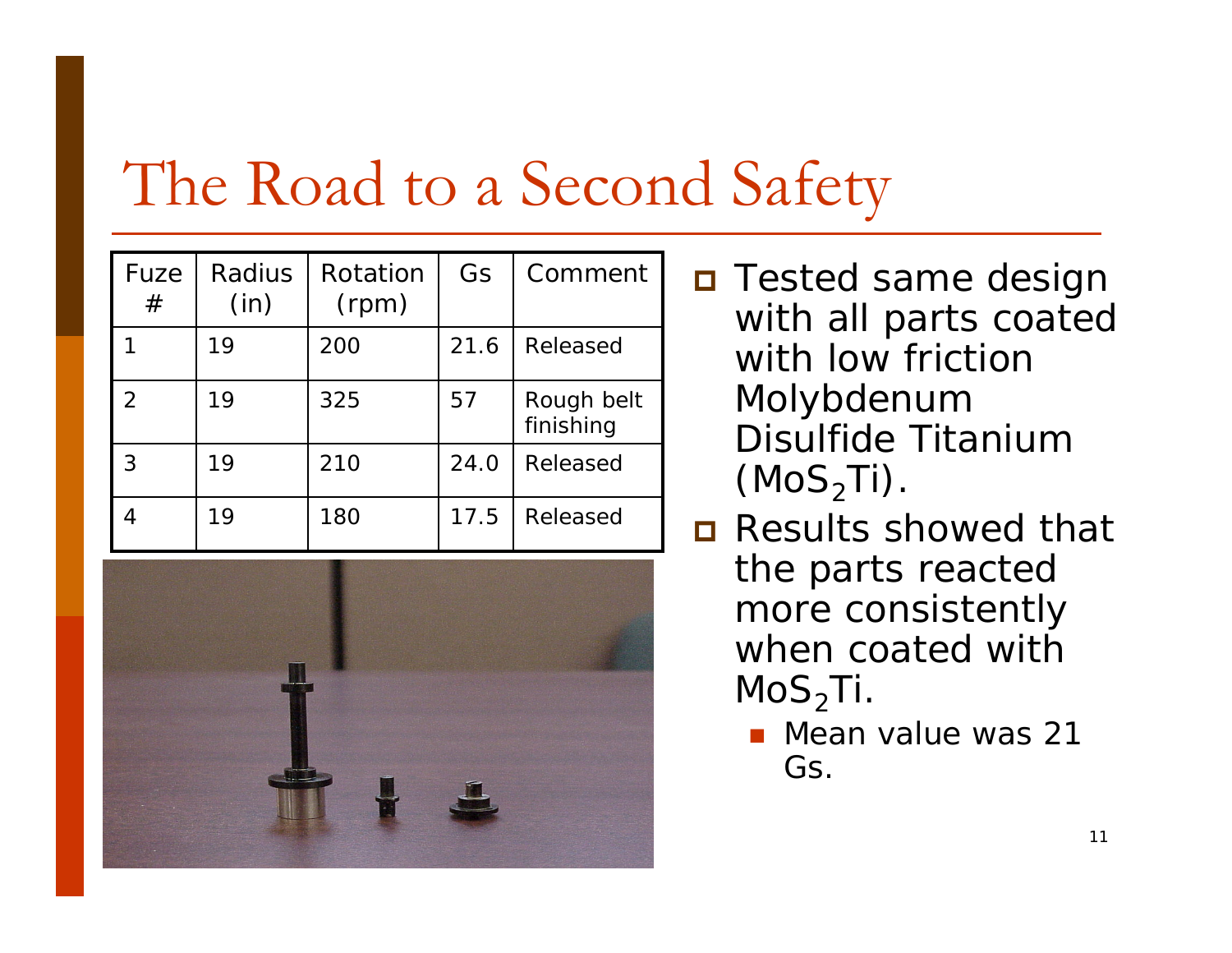# The Road to a Second Safety

| Fuze # | Radius (in) | Rotation (rpm) | Gs | Comment |
|---|---|---|---|---|
| 1 | 19 | 200 | 21.6 | Released |
| 2 | 19 | 325 | 57 | Rough belt finishing |
| 3 | 19 | 210 | 24.0 | Released |
| 4 | 19 | 180 | 17.5 | Released |

- Tested same design with all parts coated with low friction Molybdenum Disulfide Titanium ($MoS_2Ti$).
- Results showed that the parts reacted more consistently when coated with $MoS_2Ti$.
  - Mean value was 21 Gs.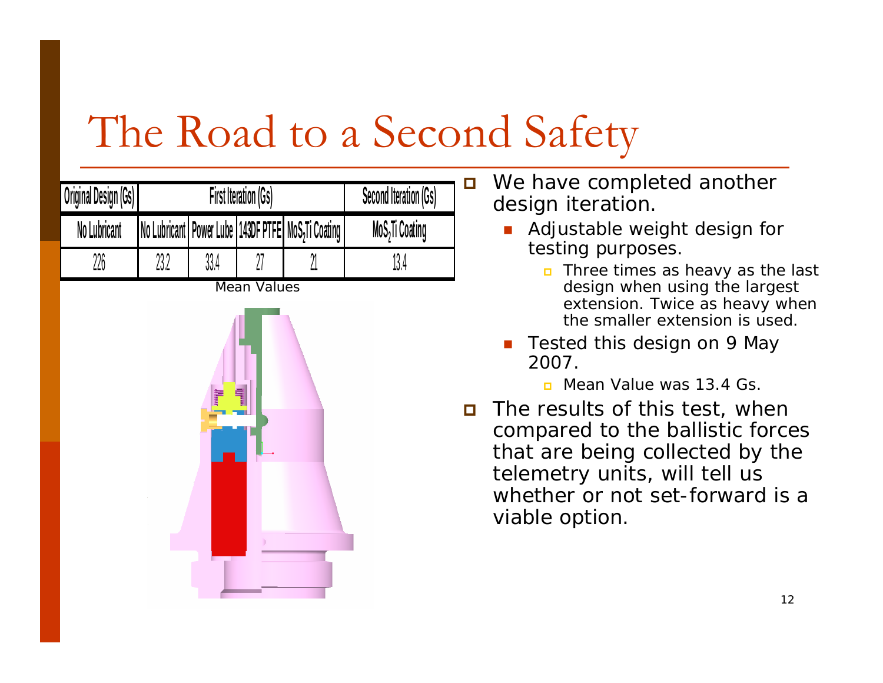# The Road to a Second Safety

| Original Design (Gs) | First Iteration (Gs) | | | | Second Iteration (Gs) |
|---|---|---|---|---|---|
| No Lubricant | No Lubricant | Power Lube | 143DF PTFE | $MoS_2Ti$ Coating | $MoS_2Ti$ Coating |
| 226 | 23.2 | 33.4 | 27 | 21 | 13.4 |

Mean Values

- We have completed another design iteration.
  - Adjustable weight design for testing purposes.
    - Three times as heavy as the last design when using the largest extension. Twice as heavy when the smaller extension is used.
  - Tested this design on 9 May 2007.
    - Mean Value was 13.4 Gs.
- The results of this test, when compared to the ballistic forces that are being collected by the telemetry units, will tell us whether or not set-forward is a viable option.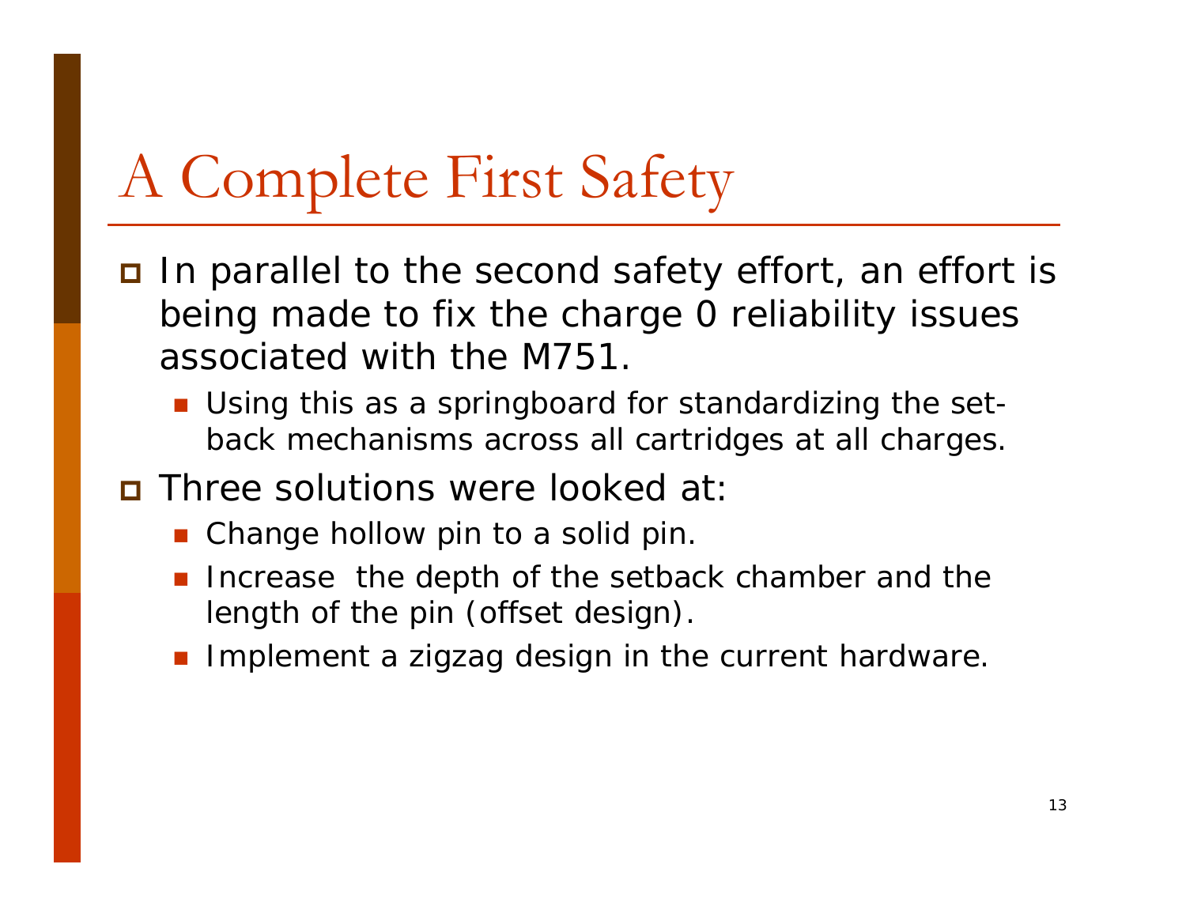# A Complete First Safety

- In parallel to the second safety effort, an effort is being made to fix the charge 0 reliability issues associated with the M751.
  - Using this as a springboard for standardizing the set-back mechanisms across all cartridges at all charges.
- Three solutions were looked at:
  - Change hollow pin to a solid pin.
  - Increase the depth of the setback chamber and the length of the pin (offset design).
  - Implement a zigzag design in the current hardware.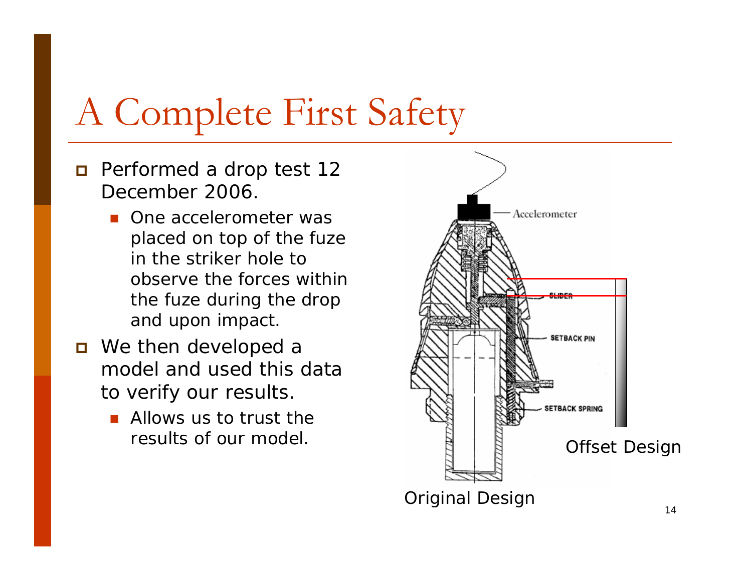# A Complete First Safety

- Performed a drop test 12 December 2006.
  - One accelerometer was placed on top of the fuze in the striker hole to observe the forces within the fuze during the drop and upon impact.
- We then developed a model and used this data to verify our results.
  - Allows us to trust the results of our model.

Accelerometer

SLIDER

SETBACK PIN

SETBACK SPRING

Offset Design

Original Design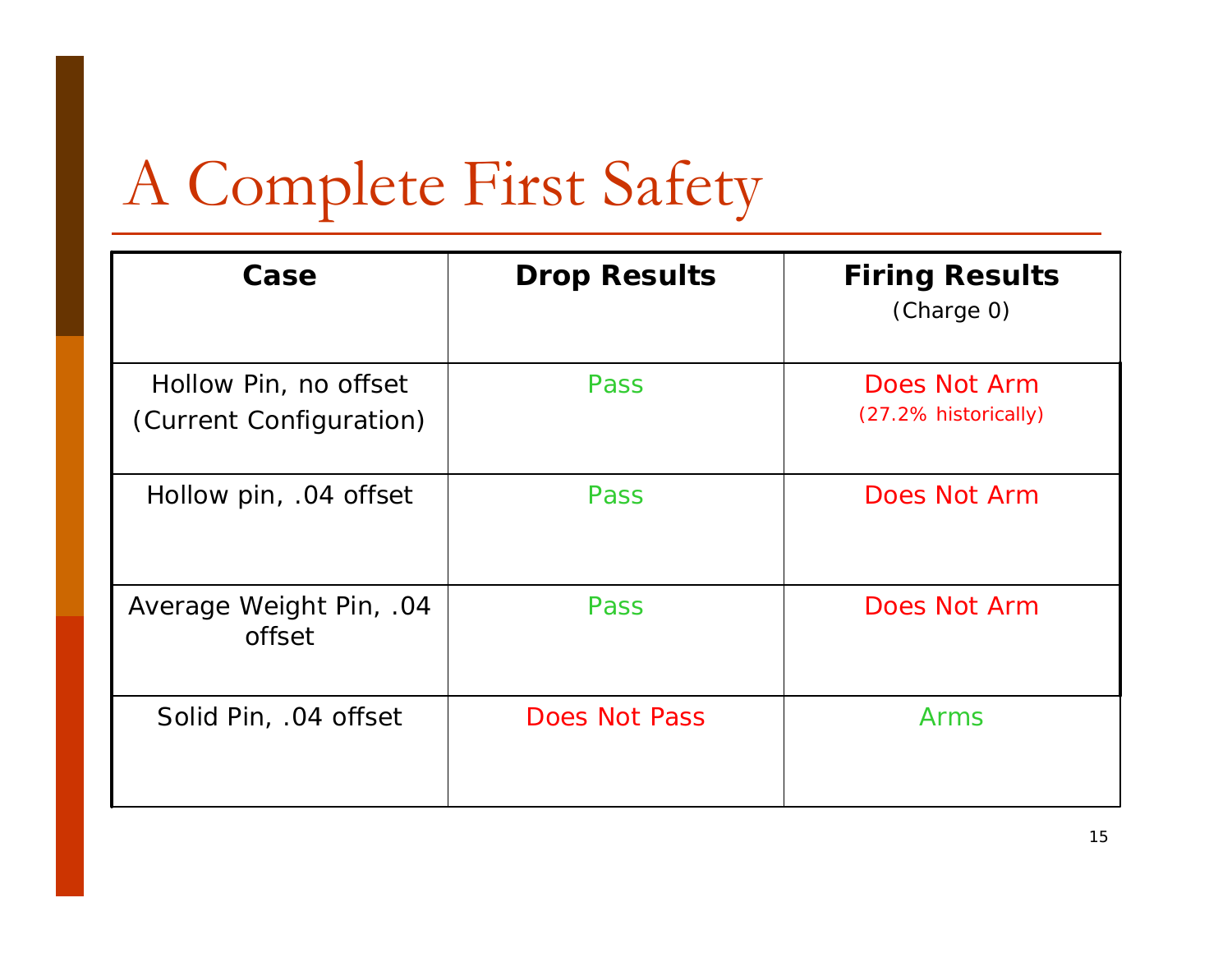# A Complete First Safety

| Case | Drop Results | Firing Results (Charge 0) |
|---|---|---|
| Hollow Pin, no offset (Current Configuration) | Pass | Does Not Arm (27.2% historically) |
| Hollow pin, .04 offset | Pass | Does Not Arm |
| Average Weight Pin, .04 offset | Pass | Does Not Arm |
| Solid Pin, .04 offset | Does Not Pass | Arms |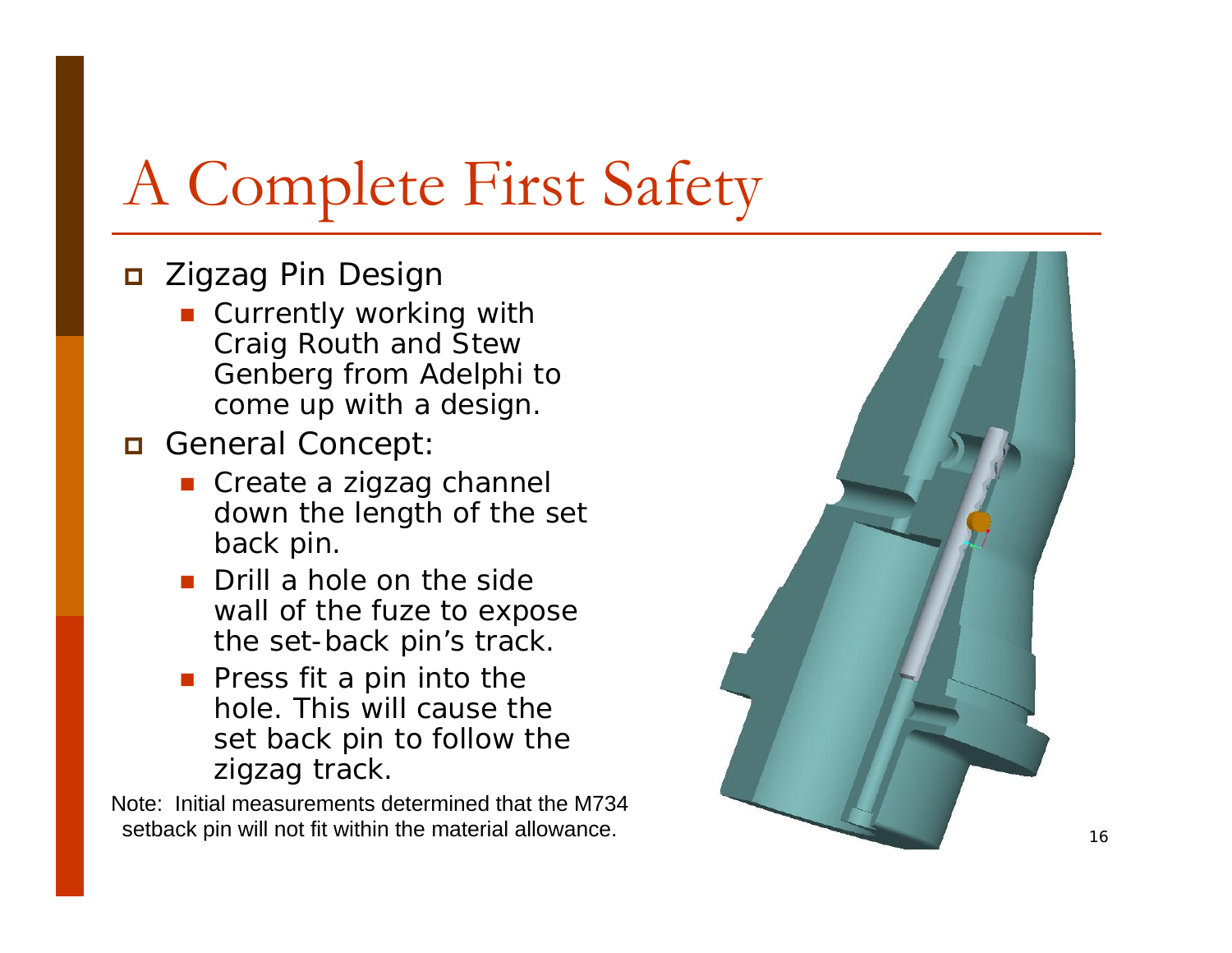# A Complete First Safety

- Zigzag Pin Design
  - Currently working with Craig Routh and Stew Genberg from Adelphi to come up with a design.
- General Concept:
  - Create a zigzag channel down the length of the set back pin.
  - Drill a hole on the side wall of the fuze to expose the set-back pin's track.
  - Press fit a pin into the hole. This will cause the set back pin to follow the zigzag track.

Note: Initial measurements determined that the M734 setback pin will not fit within the material allowance.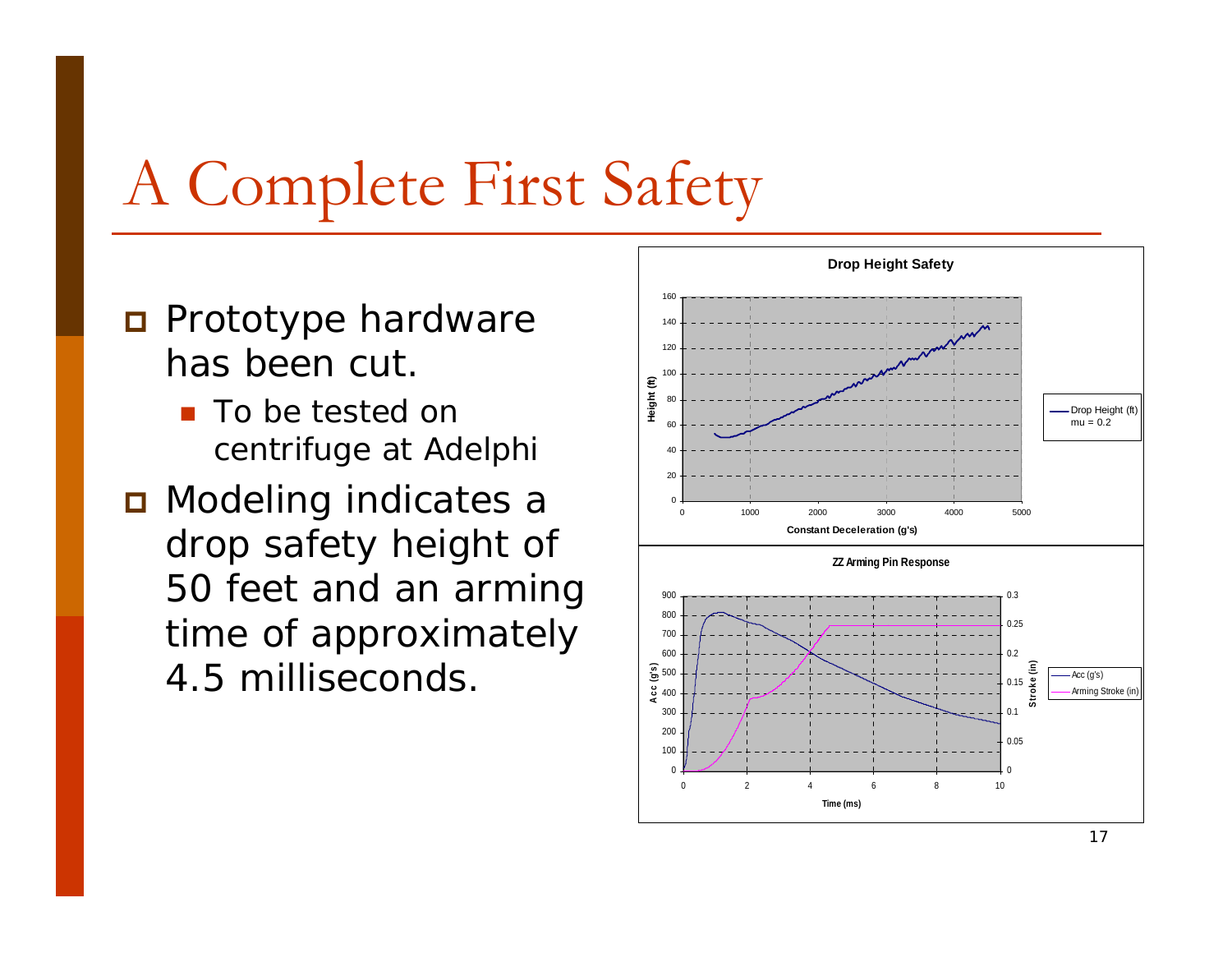# A Complete First Safety

- Prototype hardware has been cut.
  - To be tested on centrifuge at Adelphi
- Modeling indicates a drop safety height of 50 feet and an arming time of approximately 4.5 milliseconds.

Drop Height Safety

Height (ft)

0
20
40
60
80
100
120
140
160

0
1000
2000
3000
4000
5000

Constant Deceleration (g's)

Drop Height (ft)
mu = 0.2

ZZ Arming Pin Response

Acc (g's)

0
100
200
300
400
500
600
700
800
900

Stroke (in)

0
0.05
0.1
0.15
0.2
0.25
0.3

0
2
4
6
8
10

Time (ms)

Acc (g's)
Arming Stroke (in)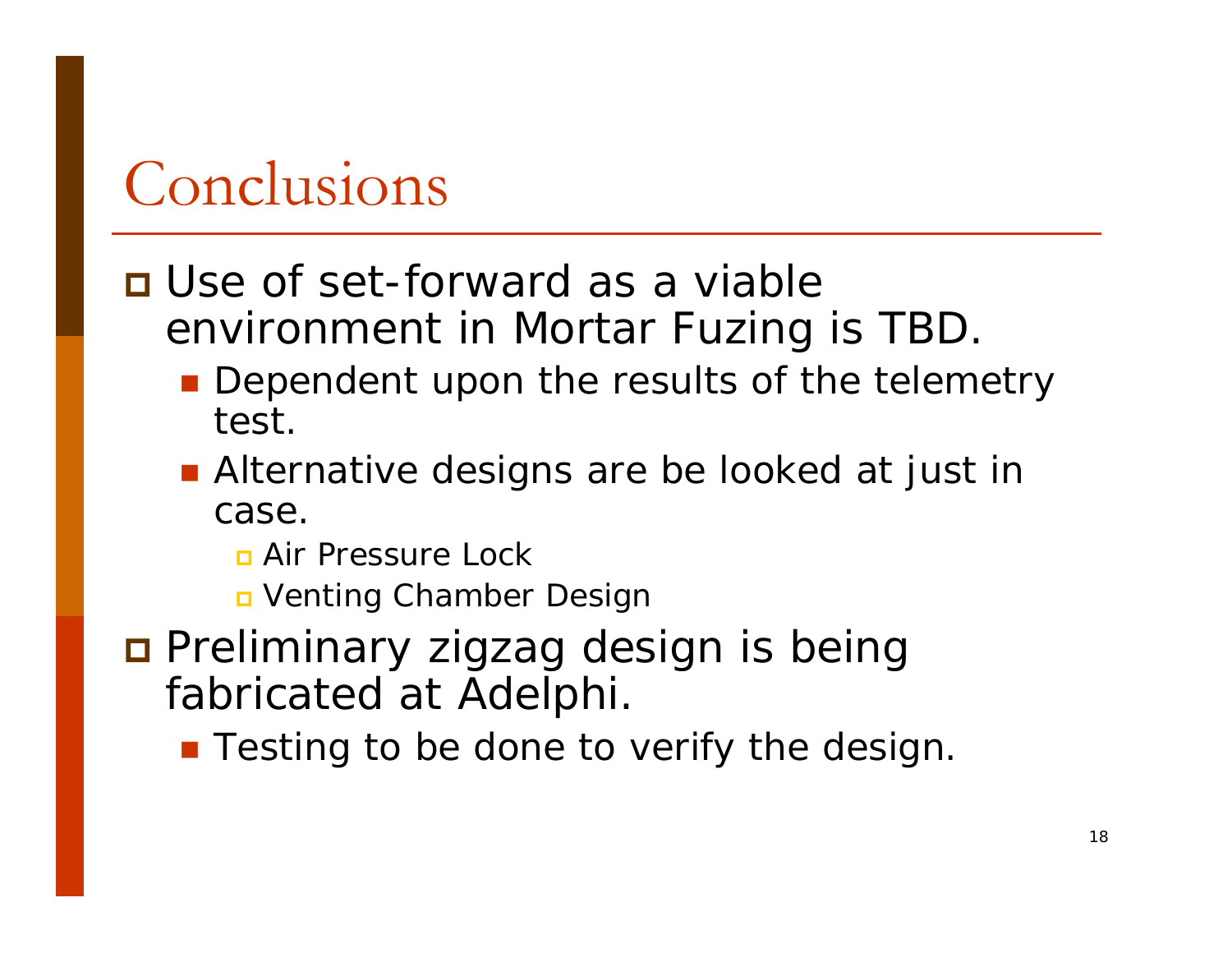# Conclusions

- Use of set-forward as a viable environment in Mortar Fuzing is TBD.
  - Dependent upon the results of the telemetry test.
  - Alternative designs are be looked at just in case.
    - Air Pressure Lock
    - Venting Chamber Design
- Preliminary zigzag design is being fabricated at Adelphi.
  - Testing to be done to verify the design.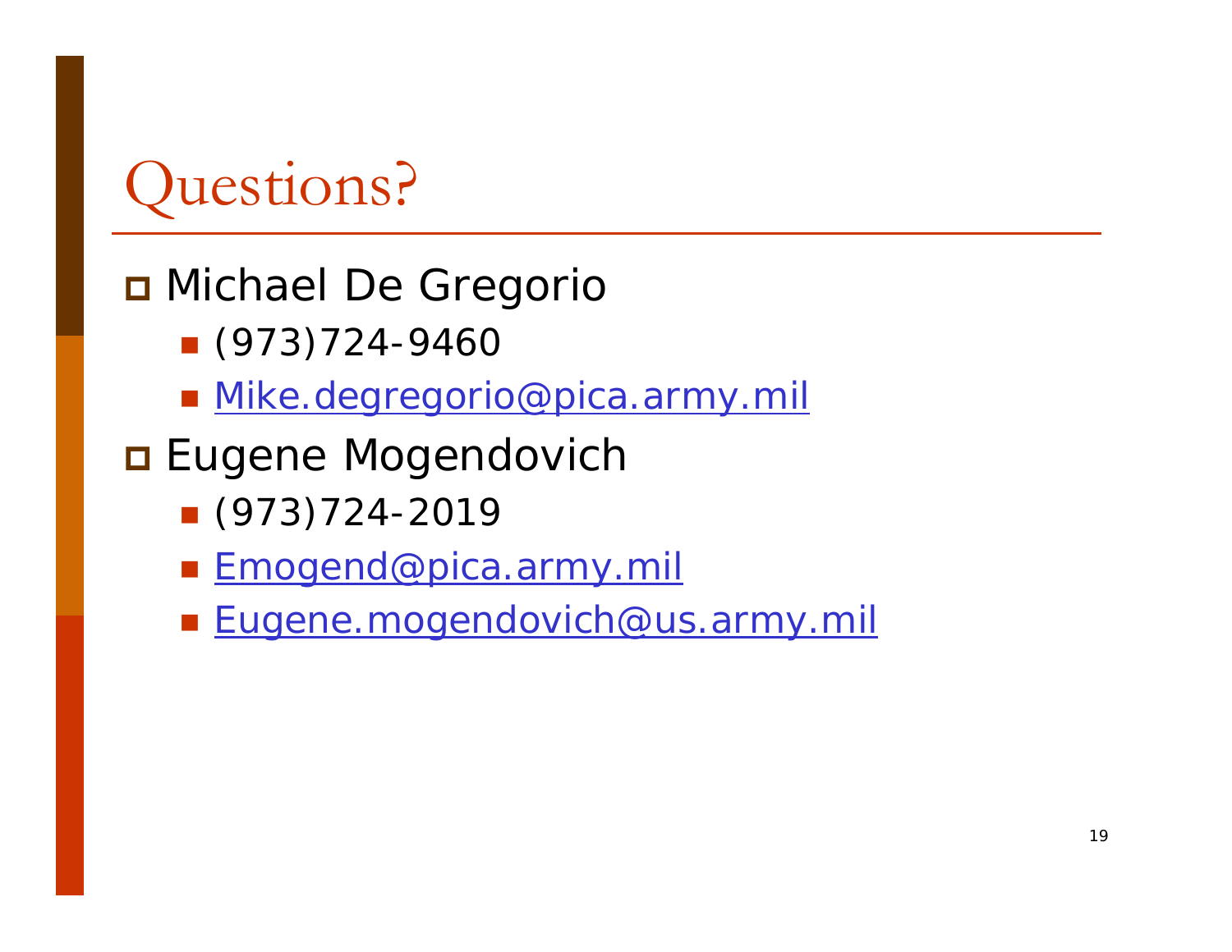# Questions?

- Michael De Gregorio
  - (973)724-9460
  - Mike.degregorio@pica.army.mil
- Eugene Mogendovich
  - (973)724-2019
  - Emogend@pica.army.mil
  - Eugene.mogendovich@us.army.mil